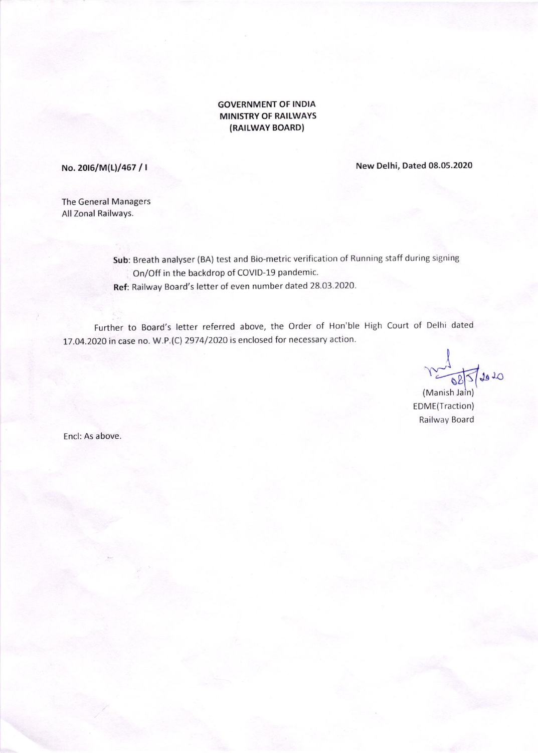**GOVERNMENT OF INDIA**
**MINISTRY OF RAILWAYS**
**(RAILWAY BOARD)**

**No. 2016/M(L)/467 / I** **New Delhi, Dated 08.05.2020**

The General Managers
All Zonal Railways.

**Sub**: Breath analyser (BA) test and Bio-metric verification of Running staff during signing On/Off in the backdrop of COVID-19 pandemic.

**Ref**: Railway Board's letter of even number dated 28.03.2020.

Further to Board's letter referred above, the Order of Hon'ble High Court of Delhi dated 17.04.2020 in case no. W.P.(C) 2974/2020 is enclosed for necessary action.

08/5/2020

(Manish Jain)
EDME(Traction)
Railway Board

Encl: As above.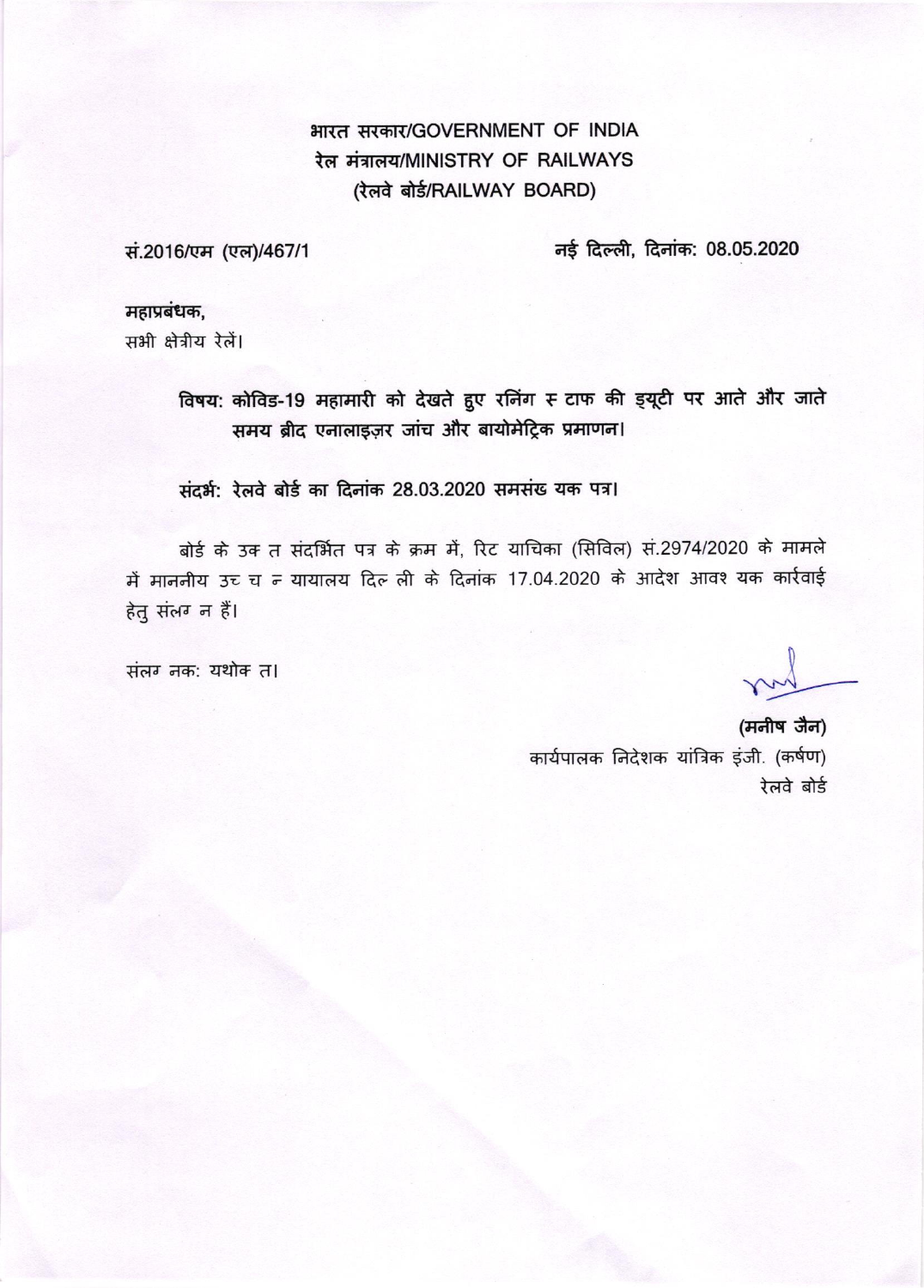भारत सरकार/GOVERNMENT OF INDIA
रेल मंत्रालय/MINISTRY OF RAILWAYS
(रेलवे बोर्ड/RAILWAY BOARD)

सं.2016/एम (एल)/467/1 | नई दिल्ली, दिनांक: 08.05.2020

**महाप्रबंधक,**
सभी क्षेत्रीय रेलें।

**विषय: कोविड-19 महामारी को देखते हुए रनिंग स्टाफ की ड्यूटी पर आते और जाते समय ब्रीद एनालाइज़र जांच और बायोमेट्रिक प्रमाणन।**

**संदर्भ: रेलवे बोर्ड का दिनांक 28.03.2020 समसंख यक पत्र।**

बोर्ड के उक त संदर्भित पत्र के क्रम में, रिट याचिका (सिविल) सं.2974/2020 के मामले में माननीय उच च न यायालय दिल ली के दिनांक 17.04.2020 के आदेश आवश यक कार्रवाई हेतु संलग न हैं।

संलग नक: यथोक त।

**(मनीष जैन)**
कार्यपालक निदेशक यांत्रिक इंजी. (कर्षण)
रेलवे बोर्ड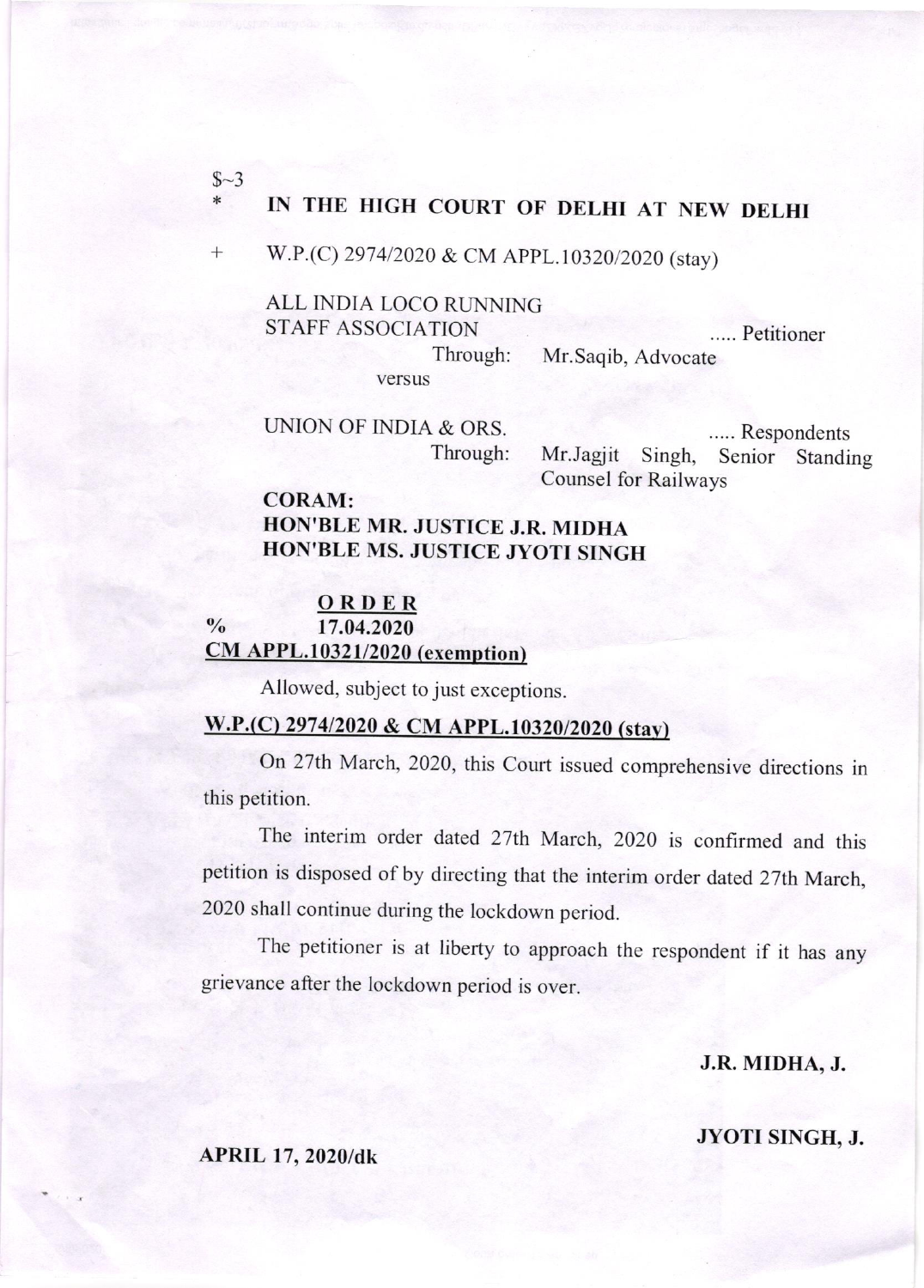$~3

\* **IN THE HIGH COURT OF DELHI AT NEW DELHI**

\+ W.P.(C) 2974/2020 & CM APPL.10320/2020 (stay)

ALL INDIA LOCO RUNNING STAFF ASSOCIATION ..... Petitioner

Through: Mr.Saqib, Advocate

versus

UNION OF INDIA & ORS. ..... Respondents

Through: Mr.Jagjit Singh, Senior Standing Counsel for Railways

**CORAM:**
**HON'BLE MR. JUSTICE J.R. MIDHA**
**HON'BLE MS. JUSTICE JYOTI SINGH**

**<u>O R D E R</u>**

% **17.04.2020**

**<u>CM APPL.10321/2020 (exemption)</u>**

Allowed, subject to just exceptions.

**<u>W.P.(C) 2974/2020 & CM APPL.10320/2020 (stay)</u>**

On 27th March, 2020, this Court issued comprehensive directions in this petition.

The interim order dated 27th March, 2020 is confirmed and this petition is disposed of by directing that the interim order dated 27th March, 2020 shall continue during the lockdown period.

The petitioner is at liberty to approach the respondent if it has any grievance after the lockdown period is over.

**J.R. MIDHA, J.**

**JYOTI SINGH, J.**

**APRIL 17, 2020/dk**